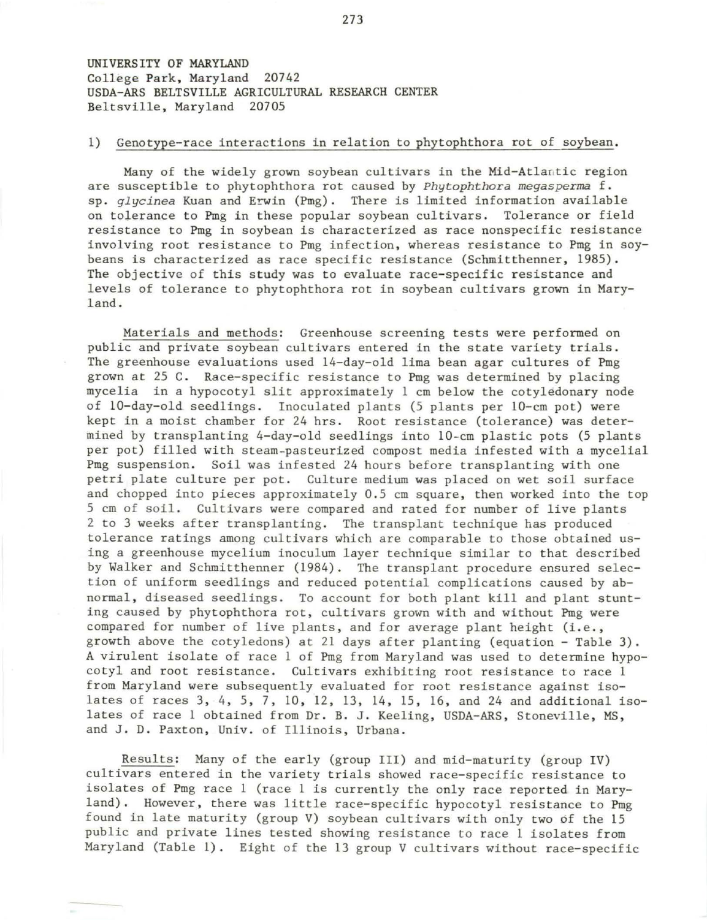UNIVERSITY OF MARYLAND
College Park, Maryland 20742
USDA-ARS BELTSVILLE AGRICULTURAL RESEARCH CENTER
Beltsville, Maryland 20705

## 1) Genotype-race interactions in relation to phytophthora rot of soybean.

Many of the widely grown soybean cultivars in the Mid-Atlantic region are susceptible to phytophthora rot caused by *Phytophthora megasperma* f. sp. *glycinea* Kuan and Erwin (Pmg). There is limited information available on tolerance to Pmg in these popular soybean cultivars. Tolerance or field resistance to Pmg in soybean is characterized as race nonspecific resistance involving root resistance to Pmg infection, whereas resistance to Pmg in soybeans is characterized as race specific resistance (Schmitthenner, 1985). The objective of this study was to evaluate race-specific resistance and levels of tolerance to phytophthora rot in soybean cultivars grown in Maryland.

Materials and methods: Greenhouse screening tests were performed on public and private soybean cultivars entered in the state variety trials. The greenhouse evaluations used 14-day-old lima bean agar cultures of Pmg grown at 25 C. Race-specific resistance to Pmg was determined by placing mycelia in a hypocotyl slit approximately 1 cm below the cotyledonary node of 10-day-old seedlings. Inoculated plants (5 plants per 10-cm pot) were kept in a moist chamber for 24 hrs. Root resistance (tolerance) was determined by transplanting 4-day-old seedlings into 10-cm plastic pots (5 plants per pot) filled with steam-pasteurized compost media infested with a mycelial Pmg suspension. Soil was infested 24 hours before transplanting with one petri plate culture per pot. Culture medium was placed on wet soil surface and chopped into pieces approximately 0.5 cm square, then worked into the top 5 cm of soil. Cultivars were compared and rated for number of live plants 2 to 3 weeks after transplanting. The transplant technique has produced tolerance ratings among cultivars which are comparable to those obtained using a greenhouse mycelium inoculum layer technique similar to that described by Walker and Schmitthenner (1984). The transplant procedure ensured selection of uniform seedlings and reduced potential complications caused by abnormal, diseased seedlings. To account for both plant kill and plant stunting caused by phytophthora rot, cultivars grown with and without Pmg were compared for number of live plants, and for average plant height (i.e., growth above the cotyledons) at 21 days after planting (equation - Table 3). A virulent isolate of race 1 of Pmg from Maryland was used to determine hypocotyl and root resistance. Cultivars exhibiting root resistance to race 1 from Maryland were subsequently evaluated for root resistance against isolates of races 3, 4, 5, 7, 10, 12, 13, 14, 15, 16, and 24 and additional isolates of race 1 obtained from Dr. B. J. Keeling, USDA-ARS, Stoneville, MS, and J. D. Paxton, Univ. of Illinois, Urbana.

Results: Many of the early (group III) and mid-maturity (group IV) cultivars entered in the variety trials showed race-specific resistance to isolates of Pmg race 1 (race 1 is currently the only race reported in Maryland). However, there was little race-specific hypocotyl resistance to Pmg found in late maturity (group V) soybean cultivars with only two of the 15 public and private lines tested showing resistance to race 1 isolates from Maryland (Table 1). Eight of the 13 group V cultivars without race-specific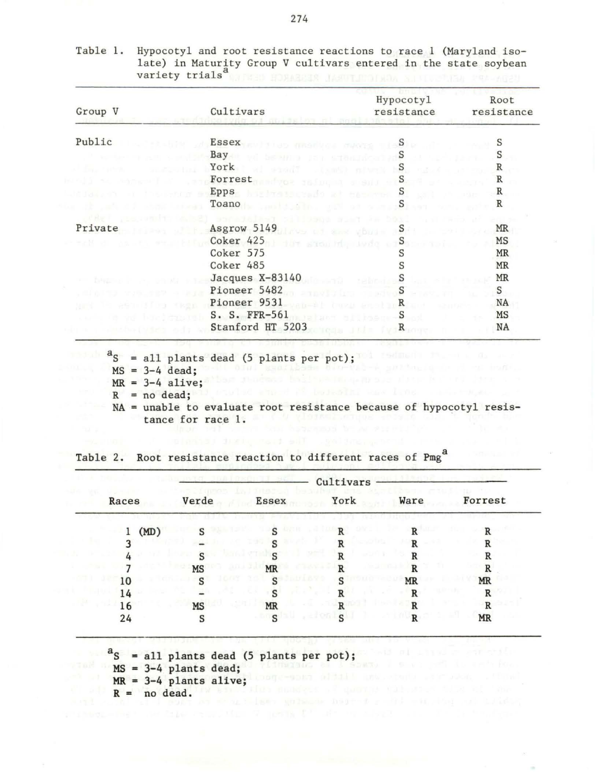Table 1. Hypocotyl and root resistance reactions to race 1 (Maryland isolate) in Maturity Group V cultivars entered in the state soybean variety trials[a]

| Group V | Cultivars | Hypocotyl resistance | Root resistance |
|---|---|---|---|
| Public | Essex | S | S |
| | Bay | S | S |
| | York | S | R |
| | Forrest | S | R |
| | Epps | S | R |
| | Toano | S | R |
| Private | Asgrow 5149 | S | MR |
| | Coker 425 | S | MS |
| | Coker 575 | S | MR |
| | Coker 485 | S | MR |
| | Jacques X-83140 | S | MR |
| | Pioneer 5482 | S | S |
| | Pioneer 9531 | R | NA |
| | S. S. FFR-561 | S | MS |
| | Stanford HT 5203 | R | NA |

[a]S = all plants dead (5 plants per pot);
MS = 3-4 dead;
MR = 3-4 alive;
R = no dead;
NA = unable to evaluate root resistance because of hypocotyl resistance for race 1.

Table 2. Root resistance reaction to different races of Pmg[a]

| Races | Cultivars | | | | |
|---|---|---|---|---|---|
| | Verde | Essex | York | Ware | Forrest |
| 1 (MD) | S | S | R | R | R |
| 3 | - | S | R | R | R |
| 4 | S | S | R | R | R |
| 7 | MS | MR | R | R | R |
| 10 | S | S | S | MR | MR |
| 14 | - | S | R | R | R |
| 16 | MS | MR | R | R | R |
| 24 | S | S | S | R | MR |

[a]S = all plants dead (5 plants per pot);
MS = 3-4 plants dead;
MR = 3-4 plants alive;
R = no dead.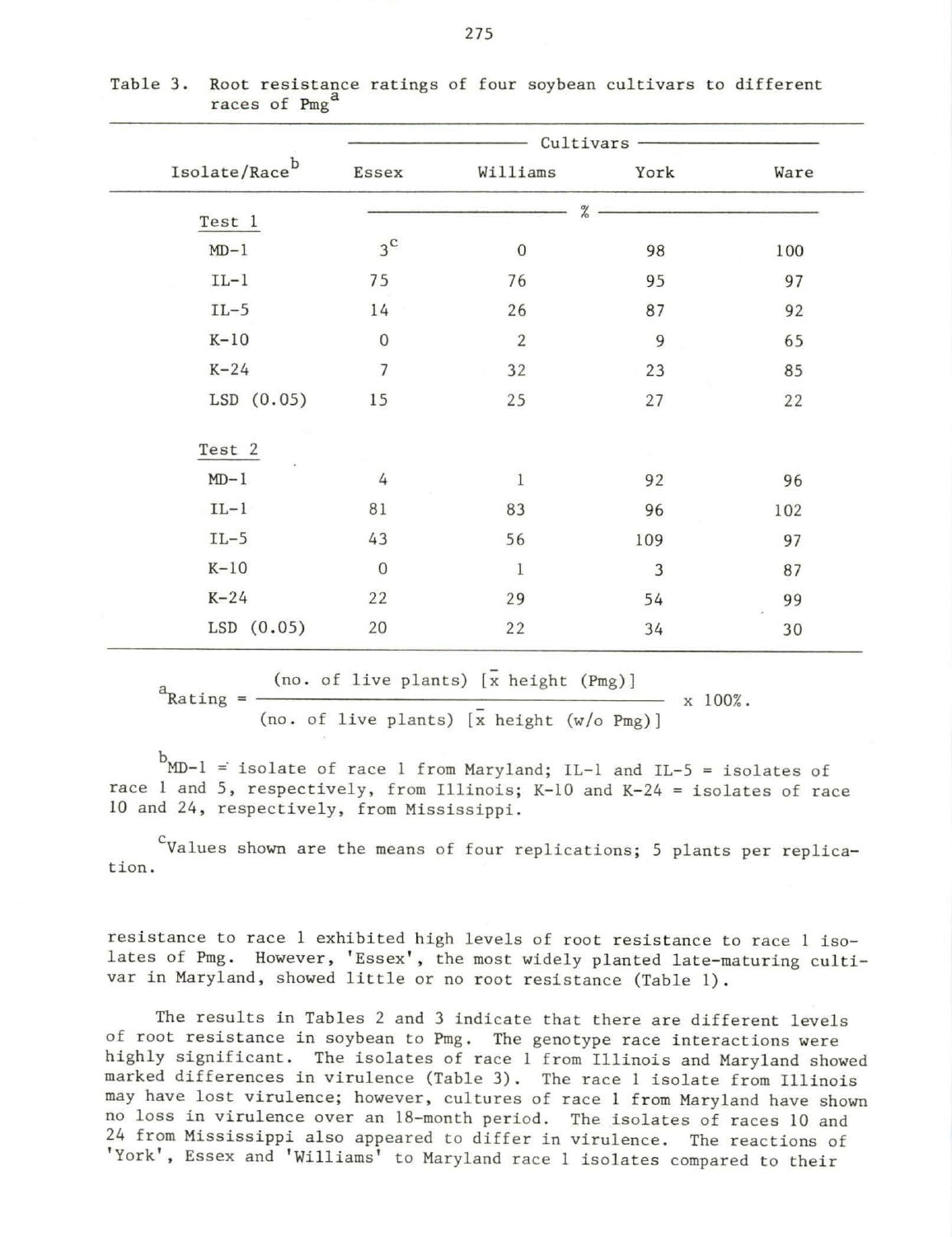Table 3. Root resistance ratings of four soybean cultivars to different races of Pmg[a]

| Isolate/Race[b] | Essex | Williams | York | Ware |
|---|---|---|---|---|
| | % | | | |
| **Test 1** | | | | |
| MD-1 | 3[c] | 0 | 98 | 100 |
| IL-1 | 75 | 76 | 95 | 97 |
| IL-5 | 14 | 26 | 87 | 92 |
| K-10 | 0 | 2 | 9 | 65 |
| K-24 | 7 | 32 | 23 | 85 |
| LSD (0.05) | 15 | 25 | 27 | 22 |
| **Test 2** | | | | |
| MD-1 | 4 | 1 | 92 | 96 |
| IL-1 | 81 | 83 | 96 | 102 |
| IL-5 | 43 | 56 | 109 | 97 |
| K-10 | 0 | 1 | 3 | 87 |
| K-24 | 22 | 29 | 54 | 99 |
| LSD (0.05) | 20 | 22 | 34 | 30 |

[a]Rating = $\frac{(\text{no. of live plants})\ [\bar{x}\ \text{height (Pmg)}]}{(\text{no. of live plants})\ [\bar{x}\ \text{height (w/o Pmg)}]} \times 100\%$.

[b]MD-1 = isolate of race 1 from Maryland; IL-1 and IL-5 = isolates of race 1 and 5, respectively, from Illinois; K-10 and K-24 = isolates of race 10 and 24, respectively, from Mississippi.

[c]Values shown are the means of four replications; 5 plants per replication.

resistance to race 1 exhibited high levels of root resistance to race 1 isolates of Pmg. However, 'Essex', the most widely planted late-maturing cultivar in Maryland, showed little or no root resistance (Table 1).

The results in Tables 2 and 3 indicate that there are different levels of root resistance in soybean to Pmg. The genotype race interactions were highly significant. The isolates of race 1 from Illinois and Maryland showed marked differences in virulence (Table 3). The race 1 isolate from Illinois may have lost virulence; however, cultures of race 1 from Maryland have shown no loss in virulence over an 18-month period. The isolates of races 10 and 24 from Mississippi also appeared to differ in virulence. The reactions of 'York', Essex and 'Williams' to Maryland race 1 isolates compared to their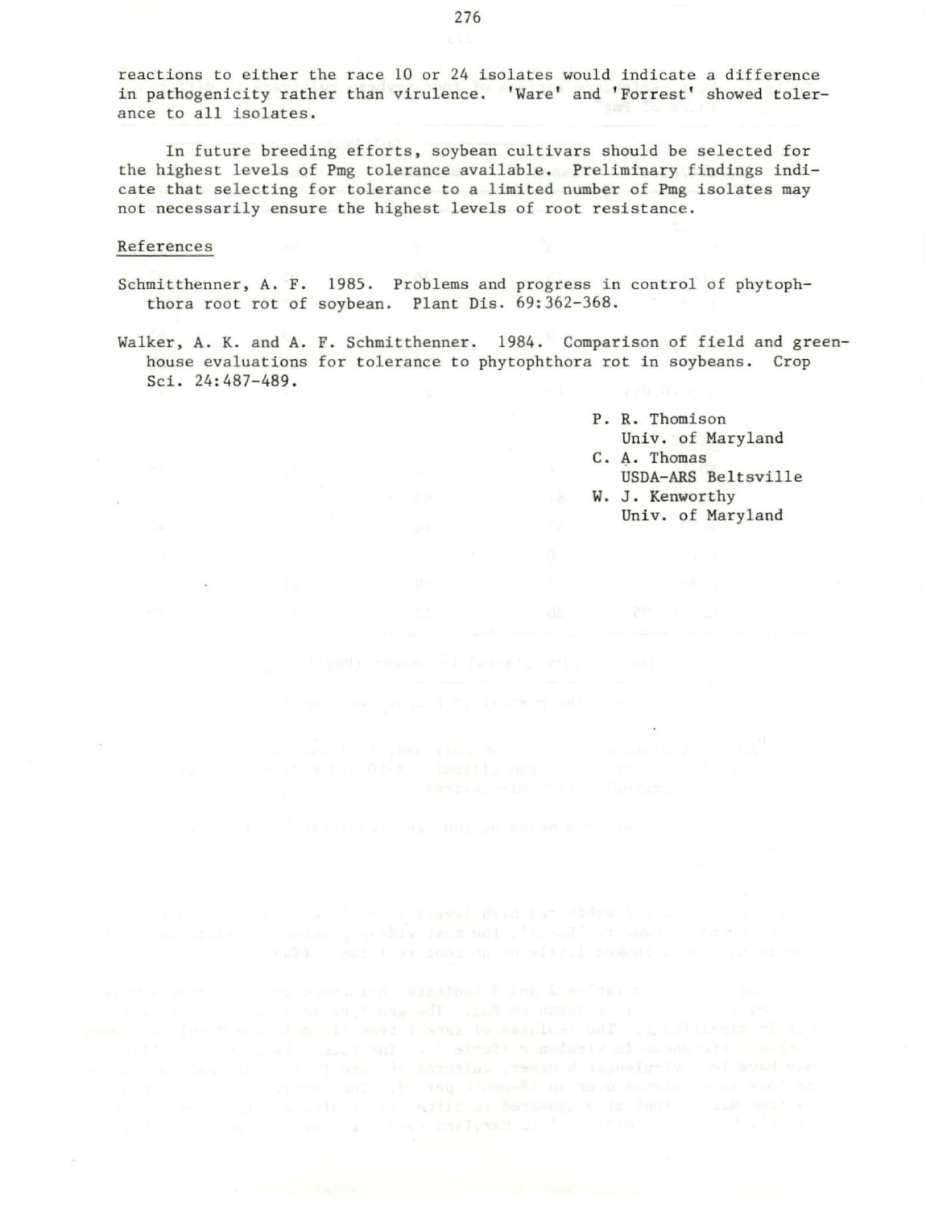reactions to either the race 10 or 24 isolates would indicate a difference in pathogenicity rather than virulence. 'Ware' and 'Forrest' showed tolerance to all isolates.

In future breeding efforts, soybean cultivars should be selected for the highest levels of Pmg tolerance available. Preliminary findings indicate that selecting for tolerance to a limited number of Pmg isolates may not necessarily ensure the highest levels of root resistance.

## References

Schmitthenner, A. F. 1985. Problems and progress in control of phytophthora root rot of soybean. Plant Dis. 69:362-368.

Walker, A. K. and A. F. Schmitthenner. 1984. Comparison of field and greenhouse evaluations for tolerance to phytophthora rot in soybeans. Crop Sci. 24:487-489.

P. R. Thomison
Univ. of Maryland

C. A. Thomas
USDA-ARS Beltsville

W. J. Kenworthy
Univ. of Maryland